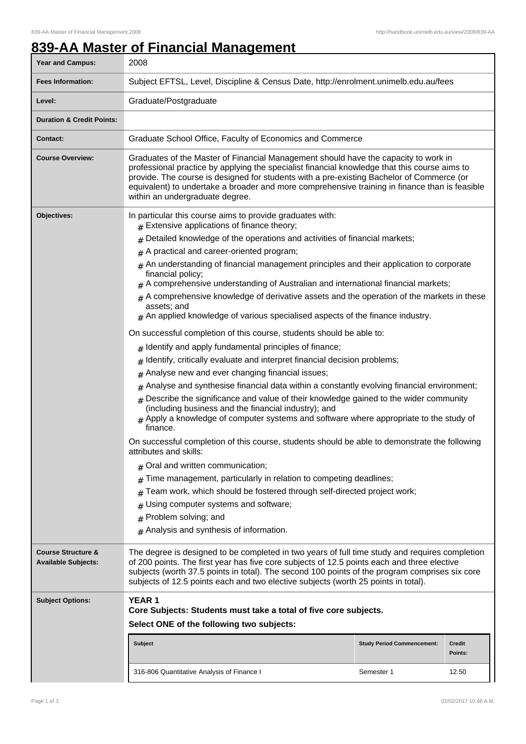# 839-AA Master of Financial Management

| | |
|---|---|
| **Year and Campus:** | 2008 |
| **Fees Information:** | Subject EFTSL, Level, Discipline & Census Date, http://enrolment.unimelb.edu.au/fees |
| **Level:** | Graduate/Postgraduate |
| **Duration & Credit Points:** | |
| **Contact:** | Graduate School Office, Faculty of Economics and Commerce |
| **Course Overview:** | Graduates of the Master of Financial Management should have the capacity to work in professional practice by applying the specialist financial knowledge that this course aims to provide. The course is designed for students with a pre-existing Bachelor of Commerce (or equivalent) to undertake a broader and more comprehensive training in finance than is feasible within an undergraduate degree. |

**Objectives:**

In particular this course aims to provide graduates with:

- Extensive applications of finance theory;
- Detailed knowledge of the operations and activities of financial markets;
- A practical and career-oriented program;
- An understanding of financial management principles and their application to corporate financial policy;
- A comprehensive understanding of Australian and international financial markets;
- A comprehensive knowledge of derivative assets and the operation of the markets in these assets; and
- An applied knowledge of various specialised aspects of the finance industry.

On successful completion of this course, students should be able to:

- Identify and apply fundamental principles of finance;
- Identify, critically evaluate and interpret financial decision problems;
- Analyse new and ever changing financial issues;
- Analyse and synthesise financial data within a constantly evolving financial environment;
- Describe the significance and value of their knowledge gained to the wider community (including business and the financial industry); and
- Apply a knowledge of computer systems and software where appropriate to the study of finance.

On successful completion of this course, students should be able to demonstrate the following attributes and skills:

- Oral and written communication;
- Time management, particularly in relation to competing deadlines;
- Team work, which should be fostered through self-directed project work;
- Using computer systems and software;
- Problem solving; and
- Analysis and synthesis of information.

**Course Structure & Available Subjects:**

The degree is designed to be completed in two years of full time study and requires completion of 200 points. The first year has five core subjects of 12.5 points each and three elective subjects (worth 37.5 points in total). The second 100 points of the program comprises six core subjects of 12.5 points each and two elective subjects (worth 25 points in total).

**Subject Options:**

**YEAR 1**

**Core Subjects: Students must take a total of five core subjects.**

**Select ONE of the following two subjects:**

| Subject | Study Period Commencement: | Credit Points: |
|---|---|---|
| 316-806 Quantitative Analysis of Finance I | Semester 1 | 12.50 |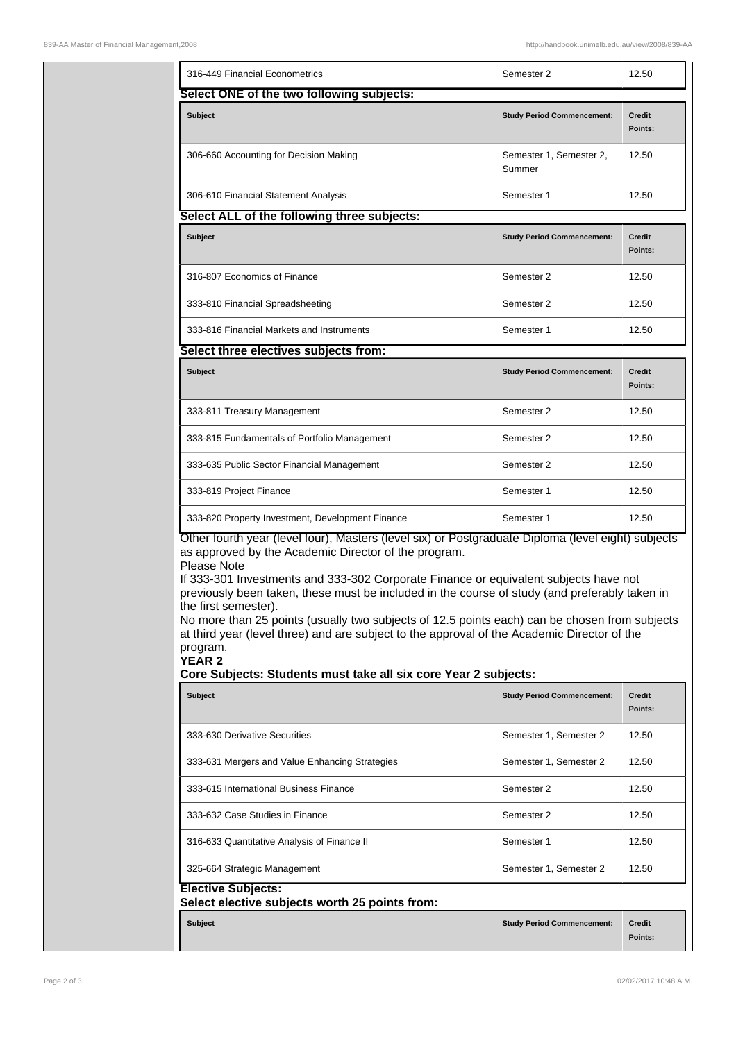| Subject | Study Period Commencement: | Credit Points: |
|---|---|---|
| 316-449 Financial Econometrics | Semester 2 | 12.50 |

**Select ONE of the two following subjects:**

| Subject | Study Period Commencement: | Credit Points: |
|---|---|---|
| 306-660 Accounting for Decision Making | Semester 1, Semester 2, Summer | 12.50 |
| 306-610 Financial Statement Analysis | Semester 1 | 12.50 |

**Select ALL of the following three subjects:**

| Subject | Study Period Commencement: | Credit Points: |
|---|---|---|
| 316-807 Economics of Finance | Semester 2 | 12.50 |
| 333-810 Financial Spreadsheeting | Semester 2 | 12.50 |
| 333-816 Financial Markets and Instruments | Semester 1 | 12.50 |

**Select three electives subjects from:**

| Subject | Study Period Commencement: | Credit Points: |
|---|---|---|
| 333-811 Treasury Management | Semester 2 | 12.50 |
| 333-815 Fundamentals of Portfolio Management | Semester 2 | 12.50 |
| 333-635 Public Sector Financial Management | Semester 2 | 12.50 |
| 333-819 Project Finance | Semester 1 | 12.50 |
| 333-820 Property Investment, Development Finance | Semester 1 | 12.50 |

Other fourth year (level four), Masters (level six) or Postgraduate Diploma (level eight) subjects as approved by the Academic Director of the program.

Please Note

If 333-301 Investments and 333-302 Corporate Finance or equivalent subjects have not previously been taken, these must be included in the course of study (and preferably taken in the first semester).

No more than 25 points (usually two subjects of 12.5 points each) can be chosen from subjects at third year (level three) and are subject to the approval of the Academic Director of the program.

**YEAR 2**

**Core Subjects: Students must take all six core Year 2 subjects:**

| Subject | Study Period Commencement: | Credit Points: |
|---|---|---|
| 333-630 Derivative Securities | Semester 1, Semester 2 | 12.50 |
| 333-631 Mergers and Value Enhancing Strategies | Semester 1, Semester 2 | 12.50 |
| 333-615 International Business Finance | Semester 2 | 12.50 |
| 333-632 Case Studies in Finance | Semester 2 | 12.50 |
| 316-633 Quantitative Analysis of Finance II | Semester 1 | 12.50 |
| 325-664 Strategic Management | Semester 1, Semester 2 | 12.50 |

**Elective Subjects:**

**Select elective subjects worth 25 points from:**

| Subject | Study Period Commencement: | Credit Points: |
|---|---|---|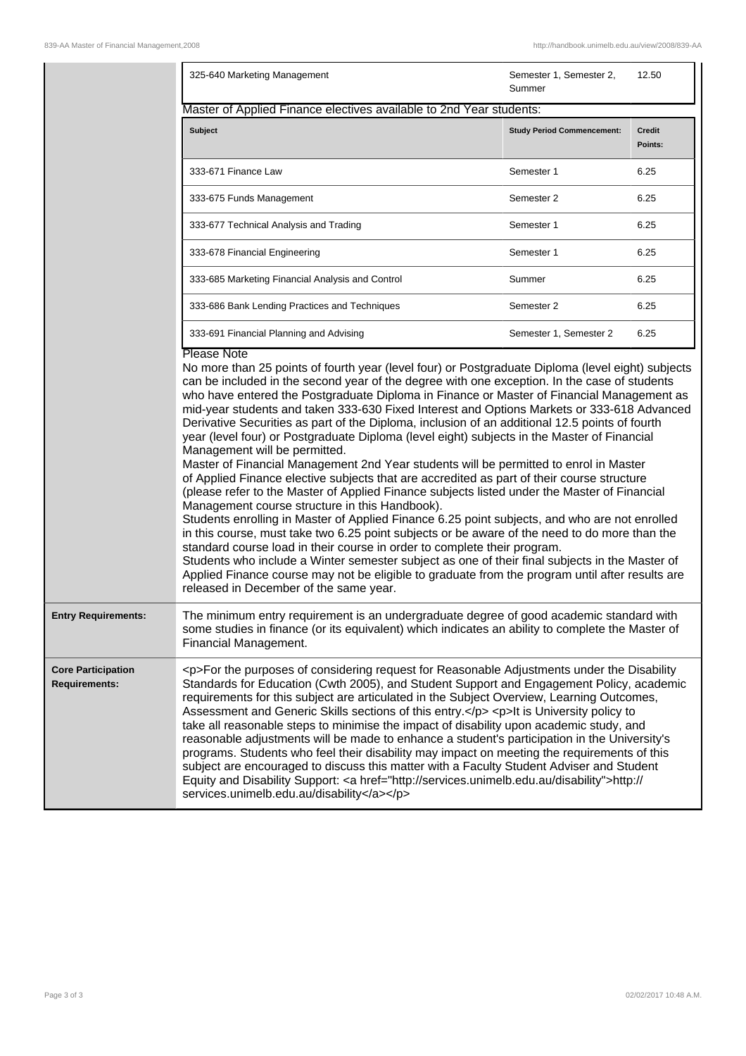| | | |
|---|---|---|
| 325-640 Marketing Management | Semester 1, Semester 2, Summer | 12.50 |

Master of Applied Finance electives available to 2nd Year students:

| Subject | Study Period Commencement: | Credit Points: |
|---|---|---|
| 333-671 Finance Law | Semester 1 | 6.25 |
| 333-675 Funds Management | Semester 2 | 6.25 |
| 333-677 Technical Analysis and Trading | Semester 1 | 6.25 |
| 333-678 Financial Engineering | Semester 1 | 6.25 |
| 333-685 Marketing Financial Analysis and Control | Summer | 6.25 |
| 333-686 Bank Lending Practices and Techniques | Semester 2 | 6.25 |
| 333-691 Financial Planning and Advising | Semester 1, Semester 2 | 6.25 |

Please Note

No more than 25 points of fourth year (level four) or Postgraduate Diploma (level eight) subjects can be included in the second year of the degree with one exception. In the case of students who have entered the Postgraduate Diploma in Finance or Master of Financial Management as mid-year students and taken 333-630 Fixed Interest and Options Markets or 333-618 Advanced Derivative Securities as part of the Diploma, inclusion of an additional 12.5 points of fourth year (level four) or Postgraduate Diploma (level eight) subjects in the Master of Financial Management will be permitted.

Master of Financial Management 2nd Year students will be permitted to enrol in Master of Applied Finance elective subjects that are accredited as part of their course structure (please refer to the Master of Applied Finance subjects listed under the Master of Financial Management course structure in this Handbook).

Students enrolling in Master of Applied Finance 6.25 point subjects, and who are not enrolled in this course, must take two 6.25 point subjects or be aware of the need to do more than the standard course load in their course in order to complete their program.

Students who include a Winter semester subject as one of their final subjects in the Master of Applied Finance course may not be eligible to graduate from the program until after results are released in December of the same year.

**Entry Requirements:**

The minimum entry requirement is an undergraduate degree of good academic standard with some studies in finance (or its equivalent) which indicates an ability to complete the Master of Financial Management.

**Core Participation Requirements:**

<p>For the purposes of considering request for Reasonable Adjustments under the Disability Standards for Education (Cwth 2005), and Student Support and Engagement Policy, academic requirements for this subject are articulated in the Subject Overview, Learning Outcomes, Assessment and Generic Skills sections of this entry.</p> <p>It is University policy to take all reasonable steps to minimise the impact of disability upon academic study, and reasonable adjustments will be made to enhance a student's participation in the University's programs. Students who feel their disability may impact on meeting the requirements of this subject are encouraged to discuss this matter with a Faculty Student Adviser and Student Equity and Disability Support: <a href="http://services.unimelb.edu.au/disability">http://services.unimelb.edu.au/disability</a></p>